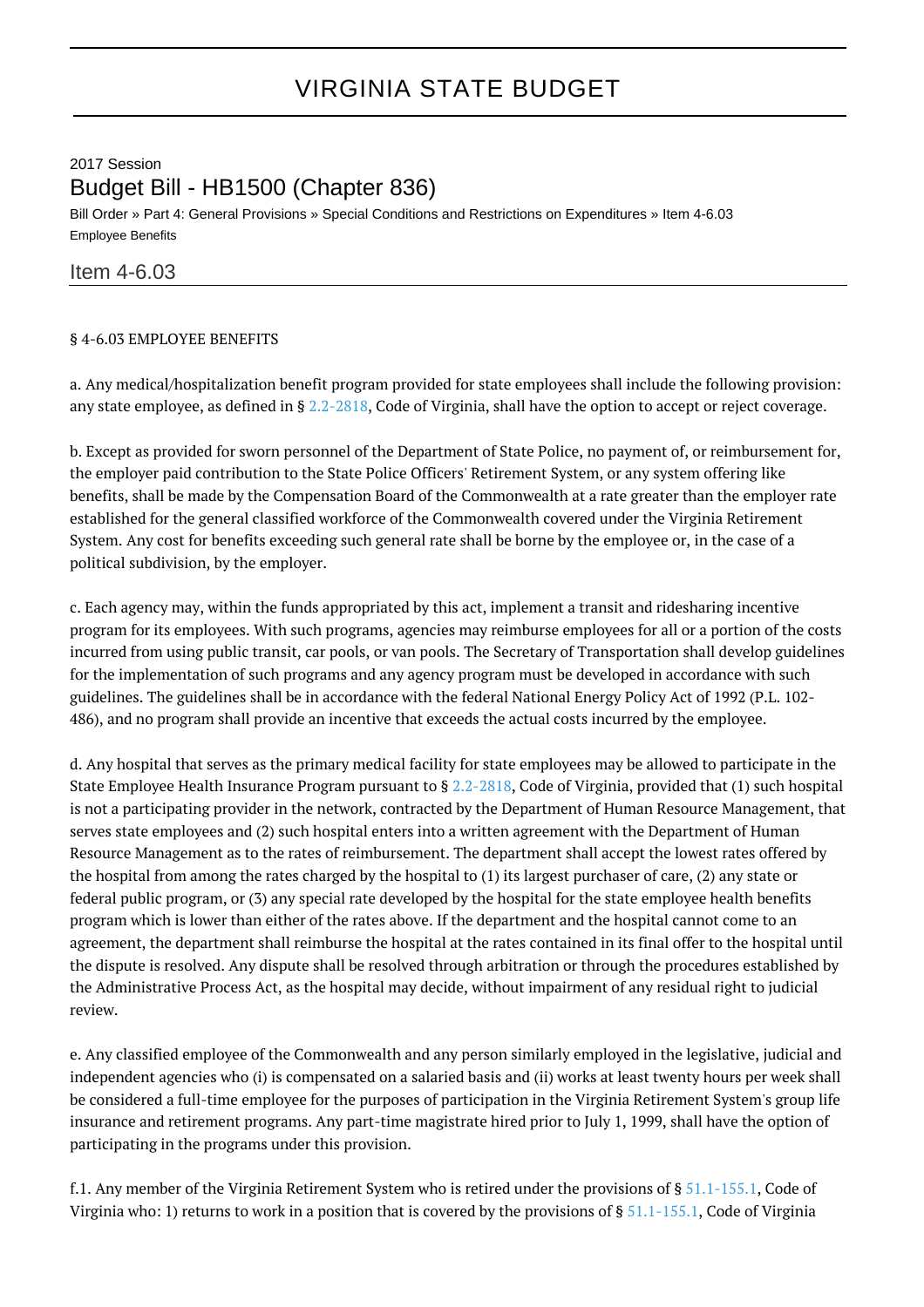# VIRGINIA STATE BUDGET

2017 Session

## Budget Bill - HB1500 (Chapter 836)

Bill Order » Part 4: General Provisions » Special Conditions and Restrictions on Expenditures » Item 4-6.03

Employee Benefits

### Item 4-6.03

§ 4-6.03 EMPLOYEE BENEFITS

a. Any medical/hospitalization benefit program provided for state employees shall include the following provision: any state employee, as defined in § 2.2-2818, Code of Virginia, shall have the option to accept or reject coverage.

b. Except as provided for sworn personnel of the Department of State Police, no payment of, or reimbursement for, the employer paid contribution to the State Police Officers' Retirement System, or any system offering like benefits, shall be made by the Compensation Board of the Commonwealth at a rate greater than the employer rate established for the general classified workforce of the Commonwealth covered under the Virginia Retirement System. Any cost for benefits exceeding such general rate shall be borne by the employee or, in the case of a political subdivision, by the employer.

c. Each agency may, within the funds appropriated by this act, implement a transit and ridesharing incentive program for its employees. With such programs, agencies may reimburse employees for all or a portion of the costs incurred from using public transit, car pools, or van pools. The Secretary of Transportation shall develop guidelines for the implementation of such programs and any agency program must be developed in accordance with such guidelines. The guidelines shall be in accordance with the federal National Energy Policy Act of 1992 (P.L. 102-486), and no program shall provide an incentive that exceeds the actual costs incurred by the employee.

d. Any hospital that serves as the primary medical facility for state employees may be allowed to participate in the State Employee Health Insurance Program pursuant to § 2.2-2818, Code of Virginia, provided that (1) such hospital is not a participating provider in the network, contracted by the Department of Human Resource Management, that serves state employees and (2) such hospital enters into a written agreement with the Department of Human Resource Management as to the rates of reimbursement. The department shall accept the lowest rates offered by the hospital from among the rates charged by the hospital to (1) its largest purchaser of care, (2) any state or federal public program, or (3) any special rate developed by the hospital for the state employee health benefits program which is lower than either of the rates above. If the department and the hospital cannot come to an agreement, the department shall reimburse the hospital at the rates contained in its final offer to the hospital until the dispute is resolved. Any dispute shall be resolved through arbitration or through the procedures established by the Administrative Process Act, as the hospital may decide, without impairment of any residual right to judicial review.

e. Any classified employee of the Commonwealth and any person similarly employed in the legislative, judicial and independent agencies who (i) is compensated on a salaried basis and (ii) works at least twenty hours per week shall be considered a full-time employee for the purposes of participation in the Virginia Retirement System's group life insurance and retirement programs. Any part-time magistrate hired prior to July 1, 1999, shall have the option of participating in the programs under this provision.

f.1. Any member of the Virginia Retirement System who is retired under the provisions of § 51.1-155.1, Code of Virginia who: 1) returns to work in a position that is covered by the provisions of § 51.1-155.1, Code of Virginia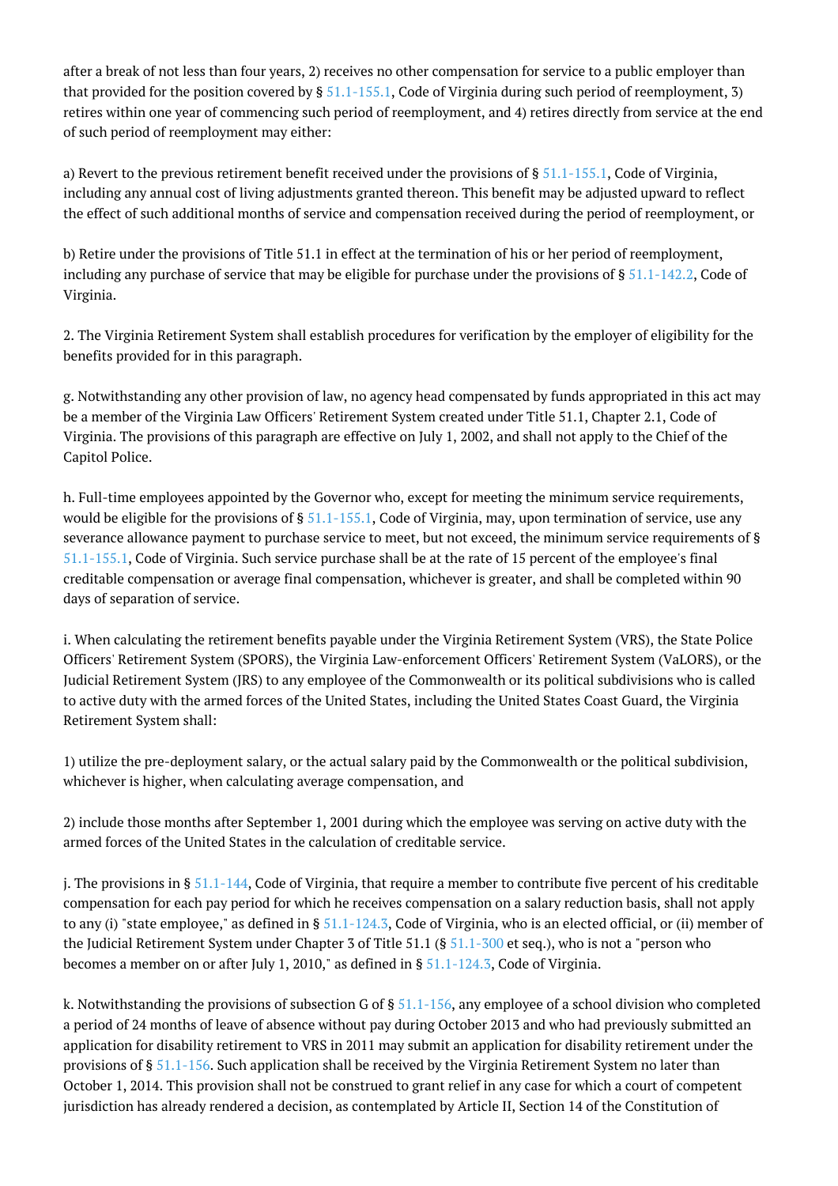after a break of not less than four years, 2) receives no other compensation for service to a public employer than that provided for the position covered by § 51.1-155.1, Code of Virginia during such period of reemployment, 3) retires within one year of commencing such period of reemployment, and 4) retires directly from service at the end of such period of reemployment may either:

a) Revert to the previous retirement benefit received under the provisions of § 51.1-155.1, Code of Virginia, including any annual cost of living adjustments granted thereon. This benefit may be adjusted upward to reflect the effect of such additional months of service and compensation received during the period of reemployment, or

b) Retire under the provisions of Title 51.1 in effect at the termination of his or her period of reemployment, including any purchase of service that may be eligible for purchase under the provisions of § 51.1-142.2, Code of Virginia.

2. The Virginia Retirement System shall establish procedures for verification by the employer of eligibility for the benefits provided for in this paragraph.

g. Notwithstanding any other provision of law, no agency head compensated by funds appropriated in this act may be a member of the Virginia Law Officers' Retirement System created under Title 51.1, Chapter 2.1, Code of Virginia. The provisions of this paragraph are effective on July 1, 2002, and shall not apply to the Chief of the Capitol Police.

h. Full-time employees appointed by the Governor who, except for meeting the minimum service requirements, would be eligible for the provisions of § 51.1-155.1, Code of Virginia, may, upon termination of service, use any severance allowance payment to purchase service to meet, but not exceed, the minimum service requirements of § 51.1-155.1, Code of Virginia. Such service purchase shall be at the rate of 15 percent of the employee's final creditable compensation or average final compensation, whichever is greater, and shall be completed within 90 days of separation of service.

i. When calculating the retirement benefits payable under the Virginia Retirement System (VRS), the State Police Officers' Retirement System (SPORS), the Virginia Law-enforcement Officers' Retirement System (VaLORS), or the Judicial Retirement System (JRS) to any employee of the Commonwealth or its political subdivisions who is called to active duty with the armed forces of the United States, including the United States Coast Guard, the Virginia Retirement System shall:

1) utilize the pre-deployment salary, or the actual salary paid by the Commonwealth or the political subdivision, whichever is higher, when calculating average compensation, and

2) include those months after September 1, 2001 during which the employee was serving on active duty with the armed forces of the United States in the calculation of creditable service.

j. The provisions in § 51.1-144, Code of Virginia, that require a member to contribute five percent of his creditable compensation for each pay period for which he receives compensation on a salary reduction basis, shall not apply to any (i) "state employee," as defined in § 51.1-124.3, Code of Virginia, who is an elected official, or (ii) member of the Judicial Retirement System under Chapter 3 of Title 51.1 (§ 51.1-300 et seq.), who is not a "person who becomes a member on or after July 1, 2010," as defined in § 51.1-124.3, Code of Virginia.

k. Notwithstanding the provisions of subsection G of § 51.1-156, any employee of a school division who completed a period of 24 months of leave of absence without pay during October 2013 and who had previously submitted an application for disability retirement to VRS in 2011 may submit an application for disability retirement under the provisions of § 51.1-156. Such application shall be received by the Virginia Retirement System no later than October 1, 2014. This provision shall not be construed to grant relief in any case for which a court of competent jurisdiction has already rendered a decision, as contemplated by Article II, Section 14 of the Constitution of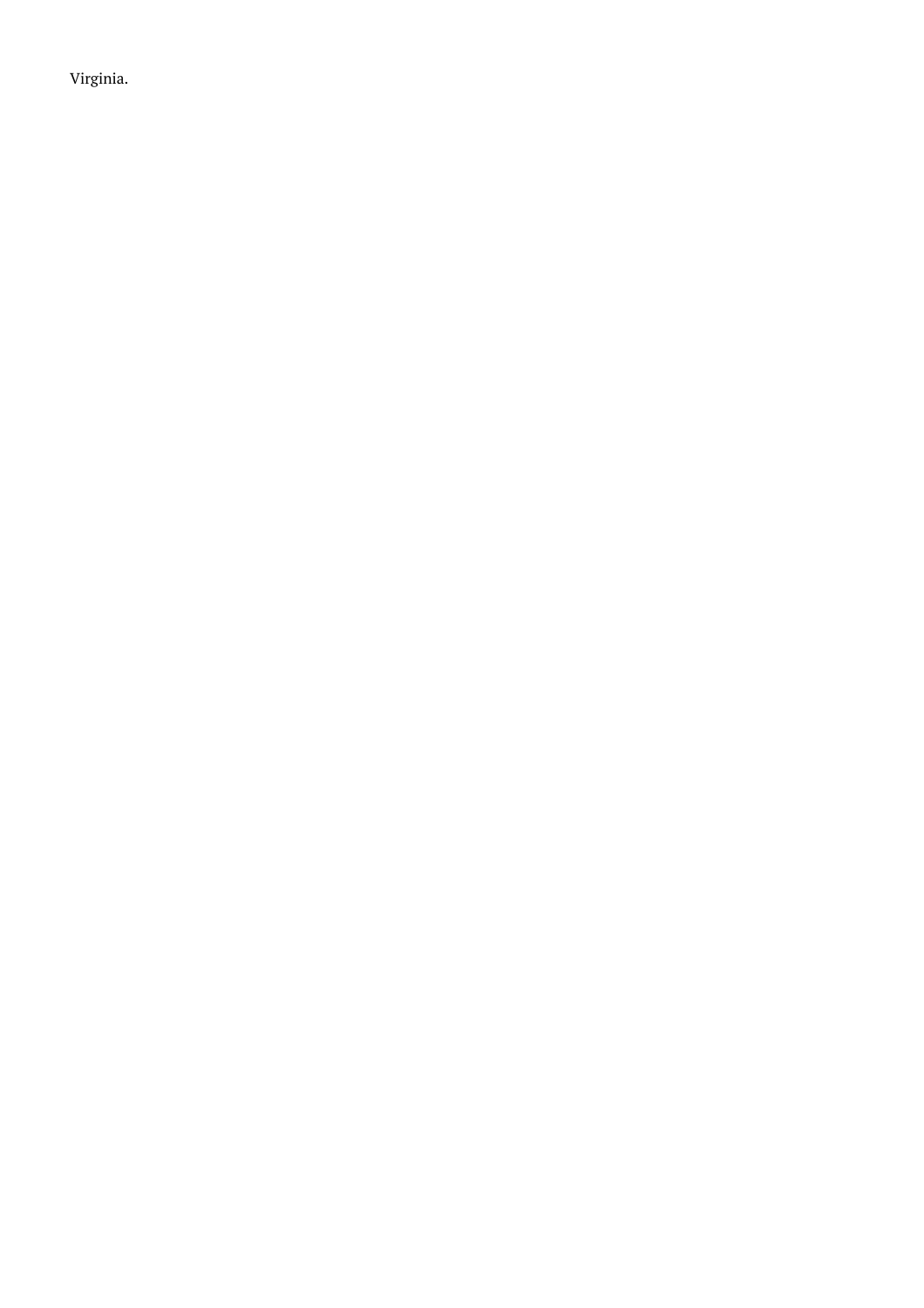Virginia.